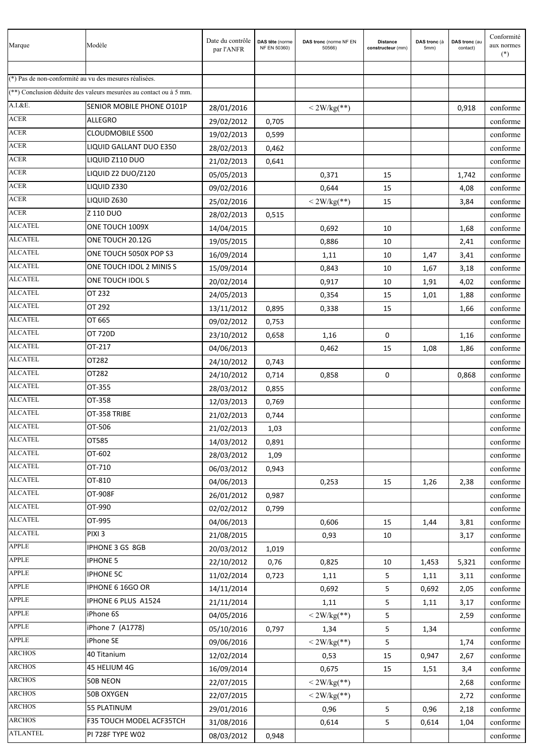| Marque | Modèle | Date du contrôle par l'ANFR | DAS tête (norme NF EN 50360) | DAS tronc (norme NF EN 50566) | Distance constructeur (mm) | DAS tronc (à 5mm) | DAS tronc (au contact) | Conformité aux normes (*) |
|---|---|---|---|---|---|---|---|---|
| | | | | | | | | |
| (*) Pas de non-conformité au vu des mesures réalisées. | | | | | | | | |
| (**) Conclusion déduite des valeurs mesurées au contact ou à 5 mm. | | | | | | | | |
| A.I.&E. | SENIOR MOBILE PHONE O101P | 28/01/2016 | | < 2W/kg(**) | | | 0,918 | conforme |
| ACER | ALLEGRO | 29/02/2012 | 0,705 | | | | | conforme |
| ACER | CLOUDMOBILE S500 | 19/02/2013 | 0,599 | | | | | conforme |
| ACER | LIQUID GALLANT DUO E350 | 28/02/2013 | 0,462 | | | | | conforme |
| ACER | LIQUID Z110 DUO | 21/02/2013 | 0,641 | | | | | conforme |
| ACER | LIQUID Z2 DUO/Z120 | 05/05/2013 | | 0,371 | 15 | | 1,742 | conforme |
| ACER | LIQUID Z330 | 09/02/2016 | | 0,644 | 15 | | 4,08 | conforme |
| ACER | LIQUID Z630 | 25/02/2016 | | < 2W/kg(**) | 15 | | 3,84 | conforme |
| ACER | Z 110 DUO | 28/02/2013 | 0,515 | | | | | conforme |
| ALCATEL | ONE TOUCH 1009X | 14/04/2015 | | 0,692 | 10 | | 1,68 | conforme |
| ALCATEL | ONE TOUCH 20.12G | 19/05/2015 | | 0,886 | 10 | | 2,41 | conforme |
| ALCATEL | ONE TOUCH 5050X POP S3 | 16/09/2014 | | 1,11 | 10 | 1,47 | 3,41 | conforme |
| ALCATEL | ONE TOUCH IDOL 2 MINIS S | 15/09/2014 | | 0,843 | 10 | 1,67 | 3,18 | conforme |
| ALCATEL | ONE TOUCH IDOL S | 20/02/2014 | | 0,917 | 10 | 1,91 | 4,02 | conforme |
| ALCATEL | OT 232 | 24/05/2013 | | 0,354 | 15 | 1,01 | 1,88 | conforme |
| ALCATEL | OT 292 | 13/11/2012 | 0,895 | 0,338 | 15 | | 1,66 | conforme |
| ALCATEL | OT 665 | 09/02/2012 | 0,753 | | | | | conforme |
| ALCATEL | OT 720D | 23/10/2012 | 0,658 | 1,16 | 0 | | 1,16 | conforme |
| ALCATEL | OT-217 | 04/06/2013 | | 0,462 | 15 | 1,08 | 1,86 | conforme |
| ALCATEL | OT282 | 24/10/2012 | 0,743 | | | | | conforme |
| ALCATEL | OT282 | 24/10/2012 | 0,714 | 0,858 | 0 | | 0,868 | conforme |
| ALCATEL | OT-355 | 28/03/2012 | 0,855 | | | | | conforme |
| ALCATEL | OT-358 | 12/03/2013 | 0,769 | | | | | conforme |
| ALCATEL | OT-358 TRIBE | 21/02/2013 | 0,744 | | | | | conforme |
| ALCATEL | OT-506 | 21/02/2013 | 1,03 | | | | | conforme |
| ALCATEL | OT585 | 14/03/2012 | 0,891 | | | | | conforme |
| ALCATEL | OT-602 | 28/03/2012 | 1,09 | | | | | conforme |
| ALCATEL | OT-710 | 06/03/2012 | 0,943 | | | | | conforme |
| ALCATEL | OT-810 | 04/06/2013 | | 0,253 | 15 | 1,26 | 2,38 | conforme |
| ALCATEL | OT-908F | 26/01/2012 | 0,987 | | | | | conforme |
| ALCATEL | OT-990 | 02/02/2012 | 0,799 | | | | | conforme |
| ALCATEL | OT-995 | 04/06/2013 | | 0,606 | 15 | 1,44 | 3,81 | conforme |
| ALCATEL | PIXI 3 | 21/08/2015 | | 0,93 | 10 | | 3,17 | conforme |
| APPLE | IPHONE 3 GS 8GB | 20/03/2012 | 1,019 | | | | | conforme |
| APPLE | IPHONE 5 | 22/10/2012 | 0,76 | 0,825 | 10 | 1,453 | 5,321 | conforme |
| APPLE | IPHONE 5C | 11/02/2014 | 0,723 | 1,11 | 5 | 1,11 | 3,11 | conforme |
| APPLE | IPHONE 6 16GO OR | 14/11/2014 | | 0,692 | 5 | 0,692 | 2,05 | conforme |
| APPLE | IPHONE 6 PLUS A1524 | 21/11/2014 | | 1,11 | 5 | 1,11 | 3,17 | conforme |
| APPLE | iPhone 6S | 04/05/2016 | | < 2W/kg(**) | 5 | | 2,59 | conforme |
| APPLE | iPhone 7 (A1778) | 05/10/2016 | 0,797 | 1,34 | 5 | 1,34 | | conforme |
| APPLE | iPhone SE | 09/06/2016 | | < 2W/kg(**) | 5 | | 1,74 | conforme |
| ARCHOS | 40 Titanium | 12/02/2014 | | 0,53 | 15 | 0,947 | 2,67 | conforme |
| ARCHOS | 45 HELIUM 4G | 16/09/2014 | | 0,675 | 15 | 1,51 | 3,4 | conforme |
| ARCHOS | 50B NEON | 22/07/2015 | | < 2W/kg(**) | | | 2,68 | conforme |
| ARCHOS | 50B OXYGEN | 22/07/2015 | | < 2W/kg(**) | | | 2,72 | conforme |
| ARCHOS | 55 PLATINUM | 29/01/2016 | | 0,96 | 5 | 0,96 | 2,18 | conforme |
| ARCHOS | F35 TOUCH MODEL ACF35TCH | 31/08/2016 | | 0,614 | 5 | 0,614 | 1,04 | conforme |
| ATLANTEL | PI 728F TYPE W02 | 08/03/2012 | 0,948 | | | | | conforme |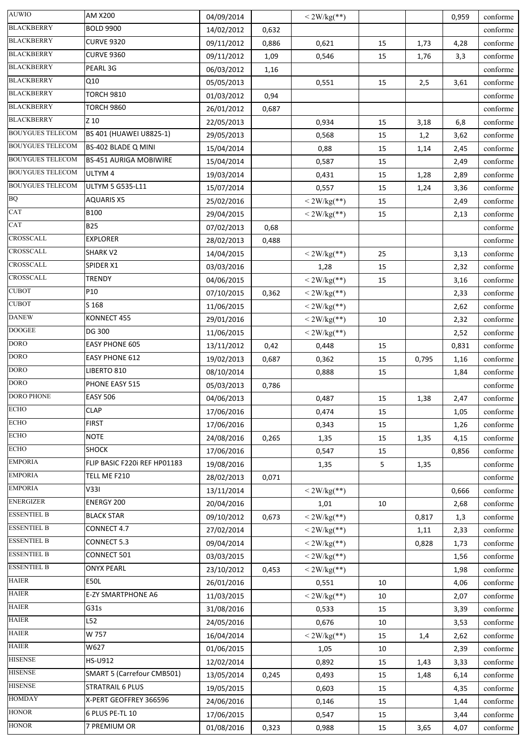| | | | | | | | | |
|---|---|---|---|---|---|---|---|---|
| AUWIO | AM X200 | 04/09/2014 | | < 2W/kg(**) | | | 0,959 | conforme |
| BLACKBERRY | BOLD 9900 | 14/02/2012 | 0,632 | | | | | conforme |
| BLACKBERRY | CURVE 9320 | 09/11/2012 | 0,886 | 0,621 | 15 | 1,73 | 4,28 | conforme |
| BLACKBERRY | CURVE 9360 | 09/11/2012 | 1,09 | 0,546 | 15 | 1,76 | 3,3 | conforme |
| BLACKBERRY | PEARL 3G | 06/03/2012 | 1,16 | | | | | conforme |
| BLACKBERRY | Q10 | 05/05/2013 | | 0,551 | 15 | 2,5 | 3,61 | conforme |
| BLACKBERRY | TORCH 9810 | 01/03/2012 | 0,94 | | | | | conforme |
| BLACKBERRY | TORCH 9860 | 26/01/2012 | 0,687 | | | | | conforme |
| BLACKBERRY | Z 10 | 22/05/2013 | | 0,934 | 15 | 3,18 | 6,8 | conforme |
| BOUYGUES TELECOM | BS 401 (HUAWEI U8825-1) | 29/05/2013 | | 0,568 | 15 | 1,2 | 3,62 | conforme |
| BOUYGUES TELECOM | BS-402 BLADE Q MINI | 15/04/2014 | | 0,88 | 15 | 1,14 | 2,45 | conforme |
| BOUYGUES TELECOM | BS-451 AURIGA MOBIWIRE | 15/04/2014 | | 0,587 | 15 | | 2,49 | conforme |
| BOUYGUES TELECOM | ULTYM 4 | 19/03/2014 | | 0,431 | 15 | 1,28 | 2,89 | conforme |
| BOUYGUES TELECOM | ULTYM 5 G535-L11 | 15/07/2014 | | 0,557 | 15 | 1,24 | 3,36 | conforme |
| BQ | AQUARIS X5 | 25/02/2016 | | < 2W/kg(**) | 15 | | 2,49 | conforme |
| CAT | B100 | 29/04/2015 | | < 2W/kg(**) | 15 | | 2,13 | conforme |
| CAT | B25 | 07/02/2013 | 0,68 | | | | | conforme |
| CROSSCALL | EXPLORER | 28/02/2013 | 0,488 | | | | | conforme |
| CROSSCALL | SHARK V2 | 14/04/2015 | | < 2W/kg(**) | 25 | | 3,13 | conforme |
| CROSSCALL | SPIDER X1 | 03/03/2016 | | 1,28 | 15 | | 2,32 | conforme |
| CROSSCALL | TRENDY | 04/06/2015 | | < 2W/kg(**) | 15 | | 3,16 | conforme |
| CUBOT | P10 | 07/10/2015 | 0,362 | < 2W/kg(**) | | | 2,33 | conforme |
| CUBOT | S 168 | 11/06/2015 | | < 2W/kg(**) | | | 2,62 | conforme |
| DANEW | KONNECT 455 | 29/01/2016 | | < 2W/kg(**) | 10 | | 2,32 | conforme |
| DOOGEE | DG 300 | 11/06/2015 | | < 2W/kg(**) | | | 2,52 | conforme |
| DORO | EASY PHONE 605 | 13/11/2012 | 0,42 | 0,448 | 15 | | 0,831 | conforme |
| DORO | EASY PHONE 612 | 19/02/2013 | 0,687 | 0,362 | 15 | 0,795 | 1,16 | conforme |
| DORO | LIBERTO 810 | 08/10/2014 | | 0,888 | 15 | | 1,84 | conforme |
| DORO | PHONE EASY 515 | 05/03/2013 | 0,786 | | | | | conforme |
| DORO PHONE | EASY 506 | 04/06/2013 | | 0,487 | 15 | 1,38 | 2,47 | conforme |
| ECHO | CLAP | 17/06/2016 | | 0,474 | 15 | | 1,05 | conforme |
| ECHO | FIRST | 17/06/2016 | | 0,343 | 15 | | 1,26 | conforme |
| ECHO | NOTE | 24/08/2016 | 0,265 | 1,35 | 15 | 1,35 | 4,15 | conforme |
| ECHO | SHOCK | 17/06/2016 | | 0,547 | 15 | | 0,856 | conforme |
| EMPORIA | FLIP BASIC F220i REF HP01183 | 19/08/2016 | | 1,35 | 5 | 1,35 | | conforme |
| EMPORIA | TELL ME F210 | 28/02/2013 | 0,071 | | | | | conforme |
| EMPORIA | V33I | 13/11/2014 | | < 2W/kg(**) | | | 0,666 | conforme |
| ENERGIZER | ENERGY 200 | 20/04/2016 | | 1,01 | 10 | | 2,68 | conforme |
| ESSENTIEL B | BLACK STAR | 09/10/2012 | 0,673 | < 2W/kg(**) | | 0,817 | 1,3 | conforme |
| ESSENTIEL B | CONNECT 4.7 | 27/02/2014 | | < 2W/kg(**) | | 1,11 | 2,33 | conforme |
| ESSENTIEL B | CONNECT 5.3 | 09/04/2014 | | < 2W/kg(**) | | 0,828 | 1,73 | conforme |
| ESSENTIEL B | CONNECT 501 | 03/03/2015 | | < 2W/kg(**) | | | 1,56 | conforme |
| ESSENTIEL B | ONYX PEARL | 23/10/2012 | 0,453 | < 2W/kg(**) | | | 1,98 | conforme |
| HAIER | E50L | 26/01/2016 | | 0,551 | 10 | | 4,06 | conforme |
| HAIER | E-ZY SMARTPHONE A6 | 11/03/2015 | | < 2W/kg(**) | 10 | | 2,07 | conforme |
| HAIER | G31s | 31/08/2016 | | 0,533 | 15 | | 3,39 | conforme |
| HAIER | L52 | 24/05/2016 | | 0,676 | 10 | | 3,53 | conforme |
| HAIER | W 757 | 16/04/2014 | | < 2W/kg(**) | 15 | 1,4 | 2,62 | conforme |
| HAIER | W627 | 01/06/2015 | | 1,05 | 10 | | 2,39 | conforme |
| HISENSE | HS-U912 | 12/02/2014 | | 0,892 | 15 | 1,43 | 3,33 | conforme |
| HISENSE | SMART 5 (Carrefour CMB501) | 13/05/2014 | 0,245 | 0,493 | 15 | 1,48 | 6,14 | conforme |
| HISENSE | STRATRAIL 6 PLUS | 19/05/2015 | | 0,603 | 15 | | 4,35 | conforme |
| HOMDAY | X-PERT GEOFFREY 366596 | 24/06/2016 | | 0,146 | 15 | | 1,44 | conforme |
| HONOR | 6 PLUS PE-TL 10 | 17/06/2015 | | 0,547 | 15 | | 3,44 | conforme |
| HONOR | 7 PREMIUM OR | 01/08/2016 | 0,323 | 0,988 | 15 | 3,65 | 4,07 | conforme |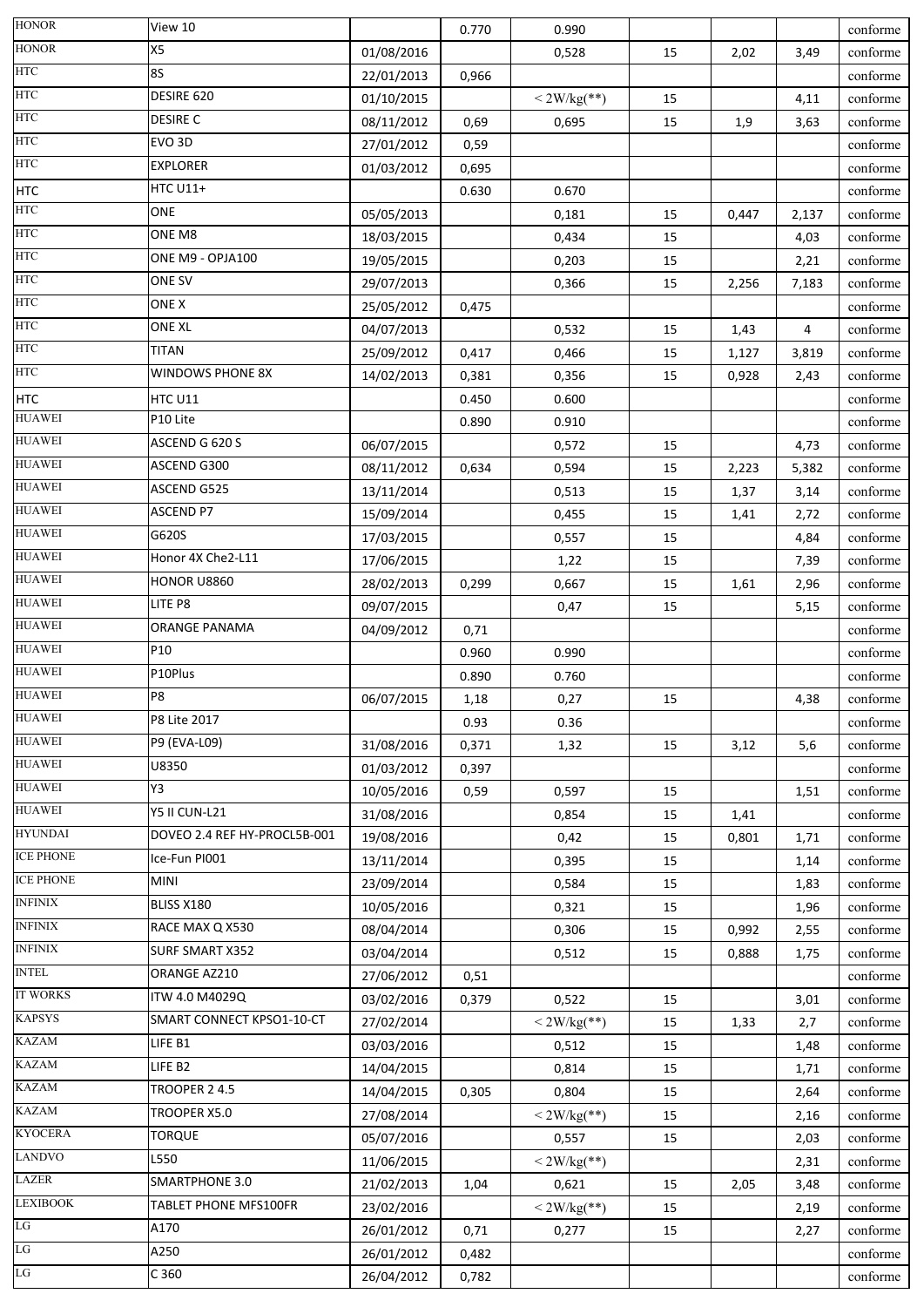| | | | | | | | | |
|---|---|---|---|---|---|---|---|---|
| HONOR | View 10 | | 0.770 | 0.990 | | | | conforme |
| HONOR | X5 | 01/08/2016 | | 0,528 | 15 | 2,02 | 3,49 | conforme |
| HTC | 8S | 22/01/2013 | 0,966 | | | | | conforme |
| HTC | DESIRE 620 | 01/10/2015 | | < 2W/kg(**) | 15 | | 4,11 | conforme |
| HTC | DESIRE C | 08/11/2012 | 0,69 | 0,695 | 15 | 1,9 | 3,63 | conforme |
| HTC | EVO 3D | 27/01/2012 | 0,59 | | | | | conforme |
| HTC | EXPLORER | 01/03/2012 | 0,695 | | | | | conforme |
| HTC | HTC U11+ | | 0.630 | 0.670 | | | | conforme |
| HTC | ONE | 05/05/2013 | | 0,181 | 15 | 0,447 | 2,137 | conforme |
| HTC | ONE M8 | 18/03/2015 | | 0,434 | 15 | | 4,03 | conforme |
| HTC | ONE M9 - OPJA100 | 19/05/2015 | | 0,203 | 15 | | 2,21 | conforme |
| HTC | ONE SV | 29/07/2013 | | 0,366 | 15 | 2,256 | 7,183 | conforme |
| HTC | ONE X | 25/05/2012 | 0,475 | | | | | conforme |
| HTC | ONE XL | 04/07/2013 | | 0,532 | 15 | 1,43 | 4 | conforme |
| HTC | TITAN | 25/09/2012 | 0,417 | 0,466 | 15 | 1,127 | 3,819 | conforme |
| HTC | WINDOWS PHONE 8X | 14/02/2013 | 0,381 | 0,356 | 15 | 0,928 | 2,43 | conforme |
| HTC | HTC U11 | | 0.450 | 0.600 | | | | conforme |
| HUAWEI | P10 Lite | | 0.890 | 0.910 | | | | conforme |
| HUAWEI | ASCEND G 620 S | 06/07/2015 | | 0,572 | 15 | | 4,73 | conforme |
| HUAWEI | ASCEND G300 | 08/11/2012 | 0,634 | 0,594 | 15 | 2,223 | 5,382 | conforme |
| HUAWEI | ASCEND G525 | 13/11/2014 | | 0,513 | 15 | 1,37 | 3,14 | conforme |
| HUAWEI | ASCEND P7 | 15/09/2014 | | 0,455 | 15 | 1,41 | 2,72 | conforme |
| HUAWEI | G620S | 17/03/2015 | | 0,557 | 15 | | 4,84 | conforme |
| HUAWEI | Honor 4X Che2-L11 | 17/06/2015 | | 1,22 | 15 | | 7,39 | conforme |
| HUAWEI | HONOR U8860 | 28/02/2013 | 0,299 | 0,667 | 15 | 1,61 | 2,96 | conforme |
| HUAWEI | LITE P8 | 09/07/2015 | | 0,47 | 15 | | 5,15 | conforme |
| HUAWEI | ORANGE PANAMA | 04/09/2012 | 0,71 | | | | | conforme |
| HUAWEI | P10 | | 0.960 | 0.990 | | | | conforme |
| HUAWEI | P10Plus | | 0.890 | 0.760 | | | | conforme |
| HUAWEI | P8 | 06/07/2015 | 1,18 | 0,27 | 15 | | 4,38 | conforme |
| HUAWEI | P8 Lite 2017 | | 0.93 | 0.36 | | | | conforme |
| HUAWEI | P9 (EVA-L09) | 31/08/2016 | 0,371 | 1,32 | 15 | 3,12 | 5,6 | conforme |
| HUAWEI | U8350 | 01/03/2012 | 0,397 | | | | | conforme |
| HUAWEI | Y3 | 10/05/2016 | 0,59 | 0,597 | 15 | | 1,51 | conforme |
| HUAWEI | Y5 II CUN-L21 | 31/08/2016 | | 0,854 | 15 | 1,41 | | conforme |
| HYUNDAI | DOVEO 2.4 REF HY-PROCL5B-001 | 19/08/2016 | | 0,42 | 15 | 0,801 | 1,71 | conforme |
| ICE PHONE | Ice-Fun PI001 | 13/11/2014 | | 0,395 | 15 | | 1,14 | conforme |
| ICE PHONE | MINI | 23/09/2014 | | 0,584 | 15 | | 1,83 | conforme |
| INFINIX | BLISS X180 | 10/05/2016 | | 0,321 | 15 | | 1,96 | conforme |
| INFINIX | RACE MAX Q X530 | 08/04/2014 | | 0,306 | 15 | 0,992 | 2,55 | conforme |
| INFINIX | SURF SMART X352 | 03/04/2014 | | 0,512 | 15 | 0,888 | 1,75 | conforme |
| INTEL | ORANGE AZ210 | 27/06/2012 | 0,51 | | | | | conforme |
| IT WORKS | ITW 4.0 M4029Q | 03/02/2016 | 0,379 | 0,522 | 15 | | 3,01 | conforme |
| KAPSYS | SMART CONNECT KPSO1-10-CT | 27/02/2014 | | < 2W/kg(**) | 15 | 1,33 | 2,7 | conforme |
| KAZAM | LIFE B1 | 03/03/2016 | | 0,512 | 15 | | 1,48 | conforme |
| KAZAM | LIFE B2 | 14/04/2015 | | 0,814 | 15 | | 1,71 | conforme |
| KAZAM | TROOPER 2 4.5 | 14/04/2015 | 0,305 | 0,804 | 15 | | 2,64 | conforme |
| KAZAM | TROOPER X5.0 | 27/08/2014 | | < 2W/kg(**) | 15 | | 2,16 | conforme |
| KYOCERA | TORQUE | 05/07/2016 | | 0,557 | 15 | | 2,03 | conforme |
| LANDVO | L550 | 11/06/2015 | | < 2W/kg(**) | | | 2,31 | conforme |
| LAZER | SMARTPHONE 3.0 | 21/02/2013 | 1,04 | 0,621 | 15 | 2,05 | 3,48 | conforme |
| LEXIBOOK | TABLET PHONE MFS100FR | 23/02/2016 | | < 2W/kg(**) | 15 | | 2,19 | conforme |
| LG | A170 | 26/01/2012 | 0,71 | 0,277 | 15 | | 2,27 | conforme |
| LG | A250 | 26/01/2012 | 0,482 | | | | | conforme |
| LG | C 360 | 26/04/2012 | 0,782 | | | | | conforme |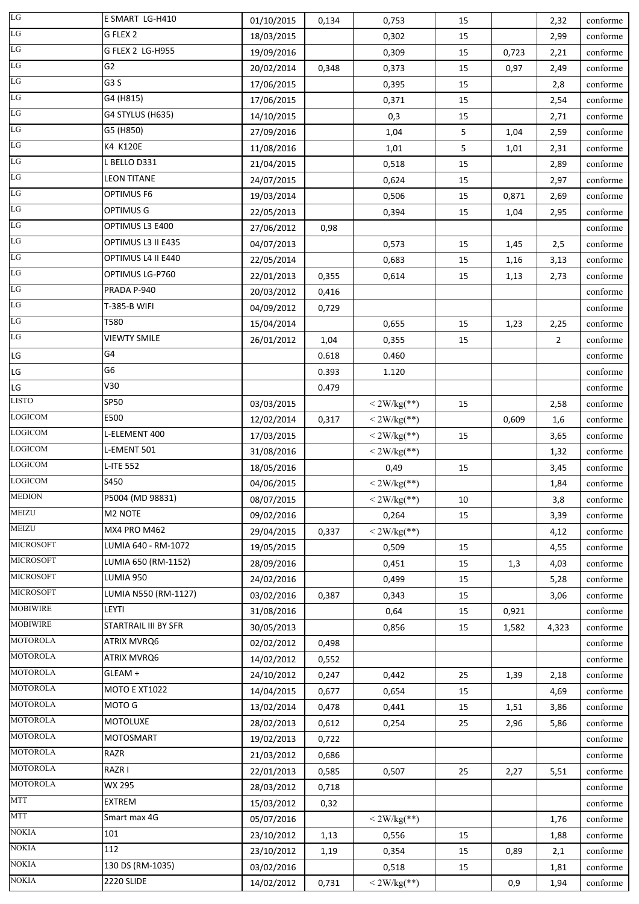| | | | | | | | | |
|---|---|---|---|---|---|---|---|---|
| LG | E SMART LG-H410 | 01/10/2015 | 0,134 | 0,753 | 15 | | 2,32 | conforme |
| LG | G FLEX 2 | 18/03/2015 | | 0,302 | 15 | | 2,99 | conforme |
| LG | G FLEX 2 LG-H955 | 19/09/2016 | | 0,309 | 15 | 0,723 | 2,21 | conforme |
| LG | G2 | 20/02/2014 | 0,348 | 0,373 | 15 | 0,97 | 2,49 | conforme |
| LG | G3 S | 17/06/2015 | | 0,395 | 15 | | 2,8 | conforme |
| LG | G4 (H815) | 17/06/2015 | | 0,371 | 15 | | 2,54 | conforme |
| LG | G4 STYLUS (H635) | 14/10/2015 | | 0,3 | 15 | | 2,71 | conforme |
| LG | G5 (H850) | 27/09/2016 | | 1,04 | 5 | 1,04 | 2,59 | conforme |
| LG | K4 K120E | 11/08/2016 | | 1,01 | 5 | 1,01 | 2,31 | conforme |
| LG | L BELLO D331 | 21/04/2015 | | 0,518 | 15 | | 2,89 | conforme |
| LG | LEON TITANE | 24/07/2015 | | 0,624 | 15 | | 2,97 | conforme |
| LG | OPTIMUS F6 | 19/03/2014 | | 0,506 | 15 | 0,871 | 2,69 | conforme |
| LG | OPTIMUS G | 22/05/2013 | | 0,394 | 15 | 1,04 | 2,95 | conforme |
| LG | OPTIMUS L3 E400 | 27/06/2012 | 0,98 | | | | | conforme |
| LG | OPTIMUS L3 II E435 | 04/07/2013 | | 0,573 | 15 | 1,45 | 2,5 | conforme |
| LG | OPTIMUS L4 II E440 | 22/05/2014 | | 0,683 | 15 | 1,16 | 3,13 | conforme |
| LG | OPTIMUS LG-P760 | 22/01/2013 | 0,355 | 0,614 | 15 | 1,13 | 2,73 | conforme |
| LG | PRADA P-940 | 20/03/2012 | 0,416 | | | | | conforme |
| LG | T-385-B WIFI | 04/09/2012 | 0,729 | | | | | conforme |
| LG | T580 | 15/04/2014 | | 0,655 | 15 | 1,23 | 2,25 | conforme |
| LG | VIEWTY SMILE | 26/01/2012 | 1,04 | 0,355 | 15 | | 2 | conforme |
| LG | G4 | | 0.618 | 0.460 | | | | conforme |
| LG | G6 | | 0.393 | 1.120 | | | | conforme |
| LG | V30 | | 0.479 | | | | | conforme |
| LISTO | SP50 | 03/03/2015 | | < 2W/kg(**) | 15 | | 2,58 | conforme |
| LOGICOM | E500 | 12/02/2014 | 0,317 | < 2W/kg(**) | | 0,609 | 1,6 | conforme |
| LOGICOM | L-ELEMENT 400 | 17/03/2015 | | < 2W/kg(**) | 15 | | 3,65 | conforme |
| LOGICOM | L-EMENT 501 | 31/08/2016 | | < 2W/kg(**) | | | 1,32 | conforme |
| LOGICOM | L-ITE 552 | 18/05/2016 | | 0,49 | 15 | | 3,45 | conforme |
| LOGICOM | S450 | 04/06/2015 | | < 2W/kg(**) | | | 1,84 | conforme |
| MEDION | P5004 (MD 98831) | 08/07/2015 | | < 2W/kg(**) | 10 | | 3,8 | conforme |
| MEIZU | M2 NOTE | 09/02/2016 | | 0,264 | 15 | | 3,39 | conforme |
| MEIZU | MX4 PRO M462 | 29/04/2015 | 0,337 | < 2W/kg(**) | | | 4,12 | conforme |
| MICROSOFT | LUMIA 640 - RM-1072 | 19/05/2015 | | 0,509 | 15 | | 4,55 | conforme |
| MICROSOFT | LUMIA 650 (RM-1152) | 28/09/2016 | | 0,451 | 15 | 1,3 | 4,03 | conforme |
| MICROSOFT | LUMIA 950 | 24/02/2016 | | 0,499 | 15 | | 5,28 | conforme |
| MICROSOFT | LUMIA N550 (RM-1127) | 03/02/2016 | 0,387 | 0,343 | 15 | | 3,06 | conforme |
| MOBIWIRE | LEYTI | 31/08/2016 | | 0,64 | 15 | 0,921 | | conforme |
| MOBIWIRE | STARTRAIL III BY SFR | 30/05/2013 | | 0,856 | 15 | 1,582 | 4,323 | conforme |
| MOTOROLA | ATRIX MVRQ6 | 02/02/2012 | 0,498 | | | | | conforme |
| MOTOROLA | ATRIX MVRQ6 | 14/02/2012 | 0,552 | | | | | conforme |
| MOTOROLA | GLEAM + | 24/10/2012 | 0,247 | 0,442 | 25 | 1,39 | 2,18 | conforme |
| MOTOROLA | MOTO E XT1022 | 14/04/2015 | 0,677 | 0,654 | 15 | | 4,69 | conforme |
| MOTOROLA | MOTO G | 13/02/2014 | 0,478 | 0,441 | 15 | 1,51 | 3,86 | conforme |
| MOTOROLA | MOTOLUXE | 28/02/2013 | 0,612 | 0,254 | 25 | 2,96 | 5,86 | conforme |
| MOTOROLA | MOTOSMART | 19/02/2013 | 0,722 | | | | | conforme |
| MOTOROLA | RAZR | 21/03/2012 | 0,686 | | | | | conforme |
| MOTOROLA | RAZR I | 22/01/2013 | 0,585 | 0,507 | 25 | 2,27 | 5,51 | conforme |
| MOTOROLA | WX 295 | 28/03/2012 | 0,718 | | | | | conforme |
| MTT | EXTREM | 15/03/2012 | 0,32 | | | | | conforme |
| MTT | Smart max 4G | 05/07/2016 | | < 2W/kg(**) | | | 1,76 | conforme |
| NOKIA | 101 | 23/10/2012 | 1,13 | 0,556 | 15 | | 1,88 | conforme |
| NOKIA | 112 | 23/10/2012 | 1,19 | 0,354 | 15 | 0,89 | 2,1 | conforme |
| NOKIA | 130 DS (RM-1035) | 03/02/2016 | | 0,518 | 15 | | 1,81 | conforme |
| NOKIA | 2220 SLIDE | 14/02/2012 | 0,731 | < 2W/kg(**) | | 0,9 | 1,94 | conforme |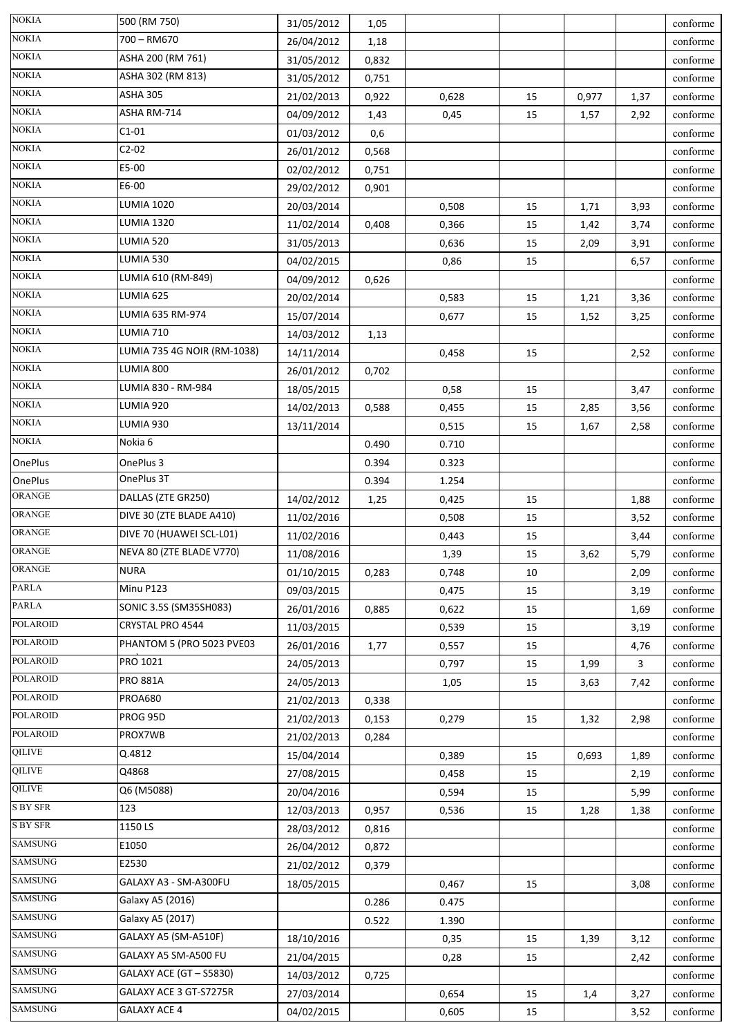| | | | | | | | | |
|---|---|---|---|---|---|---|---|---|
| NOKIA | 500 (RM 750) | 31/05/2012 | 1,05 | | | | | conforme |
| NOKIA | 700 – RM670 | 26/04/2012 | 1,18 | | | | | conforme |
| NOKIA | ASHA 200 (RM 761) | 31/05/2012 | 0,832 | | | | | conforme |
| NOKIA | ASHA 302 (RM 813) | 31/05/2012 | 0,751 | | | | | conforme |
| NOKIA | ASHA 305 | 21/02/2013 | 0,922 | 0,628 | 15 | 0,977 | 1,37 | conforme |
| NOKIA | ASHA RM-714 | 04/09/2012 | 1,43 | 0,45 | 15 | 1,57 | 2,92 | conforme |
| NOKIA | C1-01 | 01/03/2012 | 0,6 | | | | | conforme |
| NOKIA | C2-02 | 26/01/2012 | 0,568 | | | | | conforme |
| NOKIA | E5-00 | 02/02/2012 | 0,751 | | | | | conforme |
| NOKIA | E6-00 | 29/02/2012 | 0,901 | | | | | conforme |
| NOKIA | LUMIA 1020 | 20/03/2014 | | 0,508 | 15 | 1,71 | 3,93 | conforme |
| NOKIA | LUMIA 1320 | 11/02/2014 | 0,408 | 0,366 | 15 | 1,42 | 3,74 | conforme |
| NOKIA | LUMIA 520 | 31/05/2013 | | 0,636 | 15 | 2,09 | 3,91 | conforme |
| NOKIA | LUMIA 530 | 04/02/2015 | | 0,86 | 15 | | 6,57 | conforme |
| NOKIA | LUMIA 610 (RM-849) | 04/09/2012 | 0,626 | | | | | conforme |
| NOKIA | LUMIA 625 | 20/02/2014 | | 0,583 | 15 | 1,21 | 3,36 | conforme |
| NOKIA | LUMIA 635 RM-974 | 15/07/2014 | | 0,677 | 15 | 1,52 | 3,25 | conforme |
| NOKIA | LUMIA 710 | 14/03/2012 | 1,13 | | | | | conforme |
| NOKIA | LUMIA 735 4G NOIR (RM-1038) | 14/11/2014 | | 0,458 | 15 | | 2,52 | conforme |
| NOKIA | LUMIA 800 | 26/01/2012 | 0,702 | | | | | conforme |
| NOKIA | LUMIA 830 - RM-984 | 18/05/2015 | | 0,58 | 15 | | 3,47 | conforme |
| NOKIA | LUMIA 920 | 14/02/2013 | 0,588 | 0,455 | 15 | 2,85 | 3,56 | conforme |
| NOKIA | LUMIA 930 | 13/11/2014 | | 0,515 | 15 | 1,67 | 2,58 | conforme |
| NOKIA | Nokia 6 | | 0.490 | 0.710 | | | | conforme |
| OnePlus | OnePlus 3 | | 0.394 | 0.323 | | | | conforme |
| OnePlus | OnePlus 3T | | 0.394 | 1.254 | | | | conforme |
| ORANGE | DALLAS (ZTE GR250) | 14/02/2012 | 1,25 | 0,425 | 15 | | 1,88 | conforme |
| ORANGE | DIVE 30 (ZTE BLADE A410) | 11/02/2016 | | 0,508 | 15 | | 3,52 | conforme |
| ORANGE | DIVE 70 (HUAWEI SCL-L01) | 11/02/2016 | | 0,443 | 15 | | 3,44 | conforme |
| ORANGE | NEVA 80 (ZTE BLADE V770) | 11/08/2016 | | 1,39 | 15 | 3,62 | 5,79 | conforme |
| ORANGE | NURA | 01/10/2015 | 0,283 | 0,748 | 10 | | 2,09 | conforme |
| PARLA | Minu P123 | 09/03/2015 | | 0,475 | 15 | | 3,19 | conforme |
| PARLA | SONIC 3.5S (SM35SH083) | 26/01/2016 | 0,885 | 0,622 | 15 | | 1,69 | conforme |
| POLAROID | CRYSTAL PRO 4544 | 11/03/2015 | | 0,539 | 15 | | 3,19 | conforme |
| POLAROID | PHANTOM 5 (PRO 5023 PVE03 | 26/01/2016 | 1,77 | 0,557 | 15 | | 4,76 | conforme |
| POLAROID | PRO 1021 | 24/05/2013 | | 0,797 | 15 | 1,99 | 3 | conforme |
| POLAROID | PRO 881A | 24/05/2013 | | 1,05 | 15 | 3,63 | 7,42 | conforme |
| POLAROID | PROA680 | 21/02/2013 | 0,338 | | | | | conforme |
| POLAROID | PROG 95D | 21/02/2013 | 0,153 | 0,279 | 15 | 1,32 | 2,98 | conforme |
| POLAROID | PROX7WB | 21/02/2013 | 0,284 | | | | | conforme |
| QILIVE | Q.4812 | 15/04/2014 | | 0,389 | 15 | 0,693 | 1,89 | conforme |
| QILIVE | Q4868 | 27/08/2015 | | 0,458 | 15 | | 2,19 | conforme |
| QILIVE | Q6 (M5088) | 20/04/2016 | | 0,594 | 15 | | 5,99 | conforme |
| S BY SFR | 123 | 12/03/2013 | 0,957 | 0,536 | 15 | 1,28 | 1,38 | conforme |
| S BY SFR | 1150 LS | 28/03/2012 | 0,816 | | | | | conforme |
| SAMSUNG | E1050 | 26/04/2012 | 0,872 | | | | | conforme |
| SAMSUNG | E2530 | 21/02/2012 | 0,379 | | | | | conforme |
| SAMSUNG | GALAXY A3 - SM-A300FU | 18/05/2015 | | 0,467 | 15 | | 3,08 | conforme |
| SAMSUNG | Galaxy A5 (2016) | | 0.286 | 0.475 | | | | conforme |
| SAMSUNG | Galaxy A5 (2017) | | 0.522 | 1.390 | | | | conforme |
| SAMSUNG | GALAXY A5 (SM-A510F) | 18/10/2016 | | 0,35 | 15 | 1,39 | 3,12 | conforme |
| SAMSUNG | GALAXY A5 SM-A500 FU | 21/04/2015 | | 0,28 | 15 | | 2,42 | conforme |
| SAMSUNG | GALAXY ACE (GT – S5830) | 14/03/2012 | 0,725 | | | | | conforme |
| SAMSUNG | GALAXY ACE 3 GT-S7275R | 27/03/2014 | | 0,654 | 15 | 1,4 | 3,27 | conforme |
| SAMSUNG | GALAXY ACE 4 | 04/02/2015 | | 0,605 | 15 | | 3,52 | conforme |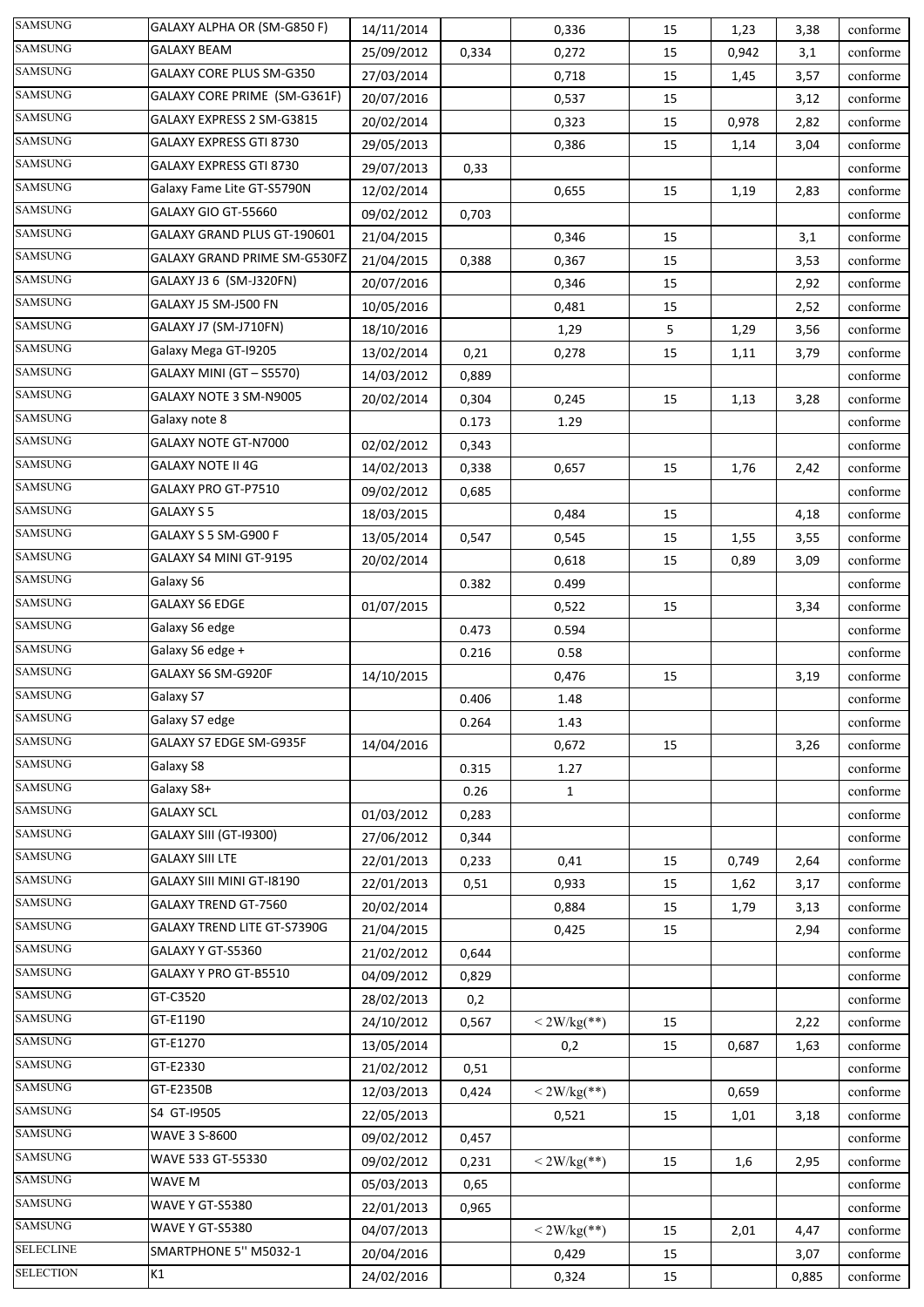| | | | | | | | | |
|---|---|---|---|---|---|---|---|---|
| SAMSUNG | GALAXY ALPHA OR (SM-G850 F) | 14/11/2014 | | 0,336 | 15 | 1,23 | 3,38 | conforme |
| SAMSUNG | GALAXY BEAM | 25/09/2012 | 0,334 | 0,272 | 15 | 0,942 | 3,1 | conforme |
| SAMSUNG | GALAXY CORE PLUS SM-G350 | 27/03/2014 | | 0,718 | 15 | 1,45 | 3,57 | conforme |
| SAMSUNG | GALAXY CORE PRIME (SM-G361F) | 20/07/2016 | | 0,537 | 15 | | 3,12 | conforme |
| SAMSUNG | GALAXY EXPRESS 2 SM-G3815 | 20/02/2014 | | 0,323 | 15 | 0,978 | 2,82 | conforme |
| SAMSUNG | GALAXY EXPRESS GTI 8730 | 29/05/2013 | | 0,386 | 15 | 1,14 | 3,04 | conforme |
| SAMSUNG | GALAXY EXPRESS GTI 8730 | 29/07/2013 | 0,33 | | | | | conforme |
| SAMSUNG | Galaxy Fame Lite GT-S5790N | 12/02/2014 | | 0,655 | 15 | 1,19 | 2,83 | conforme |
| SAMSUNG | GALAXY GIO GT-55660 | 09/02/2012 | 0,703 | | | | | conforme |
| SAMSUNG | GALAXY GRAND PLUS GT-190601 | 21/04/2015 | | 0,346 | 15 | | 3,1 | conforme |
| SAMSUNG | GALAXY GRAND PRIME SM-G530FZ | 21/04/2015 | 0,388 | 0,367 | 15 | | 3,53 | conforme |
| SAMSUNG | GALAXY J3 6 (SM-J320FN) | 20/07/2016 | | 0,346 | 15 | | 2,92 | conforme |
| SAMSUNG | GALAXY J5 SM-J500 FN | 10/05/2016 | | 0,481 | 15 | | 2,52 | conforme |
| SAMSUNG | GALAXY J7 (SM-J710FN) | 18/10/2016 | | 1,29 | 5 | 1,29 | 3,56 | conforme |
| SAMSUNG | Galaxy Mega GT-I9205 | 13/02/2014 | 0,21 | 0,278 | 15 | 1,11 | 3,79 | conforme |
| SAMSUNG | GALAXY MINI (GT – S5570) | 14/03/2012 | 0,889 | | | | | conforme |
| SAMSUNG | GALAXY NOTE 3 SM-N9005 | 20/02/2014 | 0,304 | 0,245 | 15 | 1,13 | 3,28 | conforme |
| SAMSUNG | Galaxy note 8 | | 0.173 | 1.29 | | | | conforme |
| SAMSUNG | GALAXY NOTE GT-N7000 | 02/02/2012 | 0,343 | | | | | conforme |
| SAMSUNG | GALAXY NOTE II 4G | 14/02/2013 | 0,338 | 0,657 | 15 | 1,76 | 2,42 | conforme |
| SAMSUNG | GALAXY PRO GT-P7510 | 09/02/2012 | 0,685 | | | | | conforme |
| SAMSUNG | GALAXY S 5 | 18/03/2015 | | 0,484 | 15 | | 4,18 | conforme |
| SAMSUNG | GALAXY S 5 SM-G900 F | 13/05/2014 | 0,547 | 0,545 | 15 | 1,55 | 3,55 | conforme |
| SAMSUNG | GALAXY S4 MINI GT-9195 | 20/02/2014 | | 0,618 | 15 | 0,89 | 3,09 | conforme |
| SAMSUNG | Galaxy S6 | | 0.382 | 0.499 | | | | conforme |
| SAMSUNG | GALAXY S6 EDGE | 01/07/2015 | | 0,522 | 15 | | 3,34 | conforme |
| SAMSUNG | Galaxy S6 edge | | 0.473 | 0.594 | | | | conforme |
| SAMSUNG | Galaxy S6 edge + | | 0.216 | 0.58 | | | | conforme |
| SAMSUNG | GALAXY S6 SM-G920F | 14/10/2015 | | 0,476 | 15 | | 3,19 | conforme |
| SAMSUNG | Galaxy S7 | | 0.406 | 1.48 | | | | conforme |
| SAMSUNG | Galaxy S7 edge | | 0.264 | 1.43 | | | | conforme |
| SAMSUNG | GALAXY S7 EDGE SM-G935F | 14/04/2016 | | 0,672 | 15 | | 3,26 | conforme |
| SAMSUNG | Galaxy S8 | | 0.315 | 1.27 | | | | conforme |
| SAMSUNG | Galaxy S8+ | | 0.26 | 1 | | | | conforme |
| SAMSUNG | GALAXY SCL | 01/03/2012 | 0,283 | | | | | conforme |
| SAMSUNG | GALAXY SIII (GT-I9300) | 27/06/2012 | 0,344 | | | | | conforme |
| SAMSUNG | GALAXY SIII LTE | 22/01/2013 | 0,233 | 0,41 | 15 | 0,749 | 2,64 | conforme |
| SAMSUNG | GALAXY SIII MINI GT-I8190 | 22/01/2013 | 0,51 | 0,933 | 15 | 1,62 | 3,17 | conforme |
| SAMSUNG | GALAXY TREND GT-7560 | 20/02/2014 | | 0,884 | 15 | 1,79 | 3,13 | conforme |
| SAMSUNG | GALAXY TREND LITE GT-S7390G | 21/04/2015 | | 0,425 | 15 | | 2,94 | conforme |
| SAMSUNG | GALAXY Y GT-S5360 | 21/02/2012 | 0,644 | | | | | conforme |
| SAMSUNG | GALAXY Y PRO GT-B5510 | 04/09/2012 | 0,829 | | | | | conforme |
| SAMSUNG | GT-C3520 | 28/02/2013 | 0,2 | | | | | conforme |
| SAMSUNG | GT-E1190 | 24/10/2012 | 0,567 | < 2W/kg(**) | 15 | | 2,22 | conforme |
| SAMSUNG | GT-E1270 | 13/05/2014 | | 0,2 | 15 | 0,687 | 1,63 | conforme |
| SAMSUNG | GT-E2330 | 21/02/2012 | 0,51 | | | | | conforme |
| SAMSUNG | GT-E2350B | 12/03/2013 | 0,424 | < 2W/kg(**) | | 0,659 | | conforme |
| SAMSUNG | S4 GT-I9505 | 22/05/2013 | | 0,521 | 15 | 1,01 | 3,18 | conforme |
| SAMSUNG | WAVE 3 S-8600 | 09/02/2012 | 0,457 | | | | | conforme |
| SAMSUNG | WAVE 533 GT-55330 | 09/02/2012 | 0,231 | < 2W/kg(**) | 15 | 1,6 | 2,95 | conforme |
| SAMSUNG | WAVE M | 05/03/2013 | 0,65 | | | | | conforme |
| SAMSUNG | WAVE Y GT-S5380 | 22/01/2013 | 0,965 | | | | | conforme |
| SAMSUNG | WAVE Y GT-S5380 | 04/07/2013 | | < 2W/kg(**) | 15 | 2,01 | 4,47 | conforme |
| SELECLINE | SMARTPHONE 5'' M5032-1 | 20/04/2016 | | 0,429 | 15 | | 3,07 | conforme |
| SELECTION | K1 | 24/02/2016 | | 0,324 | 15 | | 0,885 | conforme |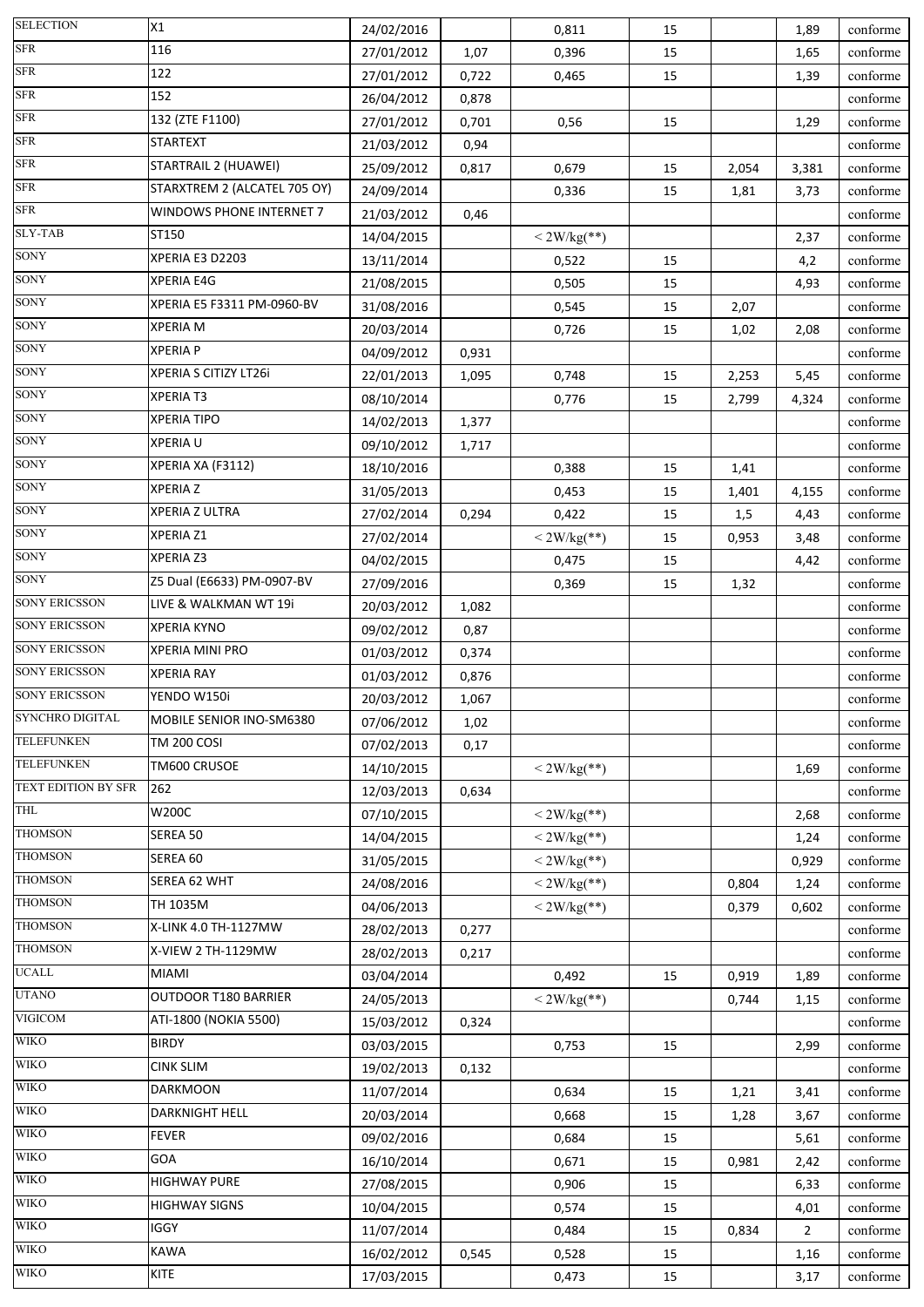| | | | | | | | | |
|---|---|---|---|---|---|---|---|---|
| SELECTION | X1 | 24/02/2016 | | 0,811 | 15 | | 1,89 | conforme |
| SFR | 116 | 27/01/2012 | 1,07 | 0,396 | 15 | | 1,65 | conforme |
| SFR | 122 | 27/01/2012 | 0,722 | 0,465 | 15 | | 1,39 | conforme |
| SFR | 152 | 26/04/2012 | 0,878 | | | | | conforme |
| SFR | 132 (ZTE F1100) | 27/01/2012 | 0,701 | 0,56 | 15 | | 1,29 | conforme |
| SFR | STARTEXT | 21/03/2012 | 0,94 | | | | | conforme |
| SFR | STARTRAIL 2 (HUAWEI) | 25/09/2012 | 0,817 | 0,679 | 15 | 2,054 | 3,381 | conforme |
| SFR | STARXTREM 2 (ALCATEL 705 OY) | 24/09/2014 | | 0,336 | 15 | 1,81 | 3,73 | conforme |
| SFR | WINDOWS PHONE INTERNET 7 | 21/03/2012 | 0,46 | | | | | conforme |
| SLY-TAB | ST150 | 14/04/2015 | | < 2W/kg(**) | | | 2,37 | conforme |
| SONY | XPERIA E3 D2203 | 13/11/2014 | | 0,522 | 15 | | 4,2 | conforme |
| SONY | XPERIA E4G | 21/08/2015 | | 0,505 | 15 | | 4,93 | conforme |
| SONY | XPERIA E5 F3311 PM-0960-BV | 31/08/2016 | | 0,545 | 15 | 2,07 | | conforme |
| SONY | XPERIA M | 20/03/2014 | | 0,726 | 15 | 1,02 | 2,08 | conforme |
| SONY | XPERIA P | 04/09/2012 | 0,931 | | | | | conforme |
| SONY | XPERIA S CITIZY LT26i | 22/01/2013 | 1,095 | 0,748 | 15 | 2,253 | 5,45 | conforme |
| SONY | XPERIA T3 | 08/10/2014 | | 0,776 | 15 | 2,799 | 4,324 | conforme |
| SONY | XPERIA TIPO | 14/02/2013 | 1,377 | | | | | conforme |
| SONY | XPERIA U | 09/10/2012 | 1,717 | | | | | conforme |
| SONY | XPERIA XA (F3112) | 18/10/2016 | | 0,388 | 15 | 1,41 | | conforme |
| SONY | XPERIA Z | 31/05/2013 | | 0,453 | 15 | 1,401 | 4,155 | conforme |
| SONY | XPERIA Z ULTRA | 27/02/2014 | 0,294 | 0,422 | 15 | 1,5 | 4,43 | conforme |
| SONY | XPERIA Z1 | 27/02/2014 | | < 2W/kg(**) | 15 | 0,953 | 3,48 | conforme |
| SONY | XPERIA Z3 | 04/02/2015 | | 0,475 | 15 | | 4,42 | conforme |
| SONY | Z5 Dual (E6633) PM-0907-BV | 27/09/2016 | | 0,369 | 15 | 1,32 | | conforme |
| SONY ERICSSON | LIVE & WALKMAN WT 19i | 20/03/2012 | 1,082 | | | | | conforme |
| SONY ERICSSON | XPERIA KYNO | 09/02/2012 | 0,87 | | | | | conforme |
| SONY ERICSSON | XPERIA MINI PRO | 01/03/2012 | 0,374 | | | | | conforme |
| SONY ERICSSON | XPERIA RAY | 01/03/2012 | 0,876 | | | | | conforme |
| SONY ERICSSON | YENDO W150i | 20/03/2012 | 1,067 | | | | | conforme |
| SYNCHRO DIGITAL | MOBILE SENIOR INO-SM6380 | 07/06/2012 | 1,02 | | | | | conforme |
| TELEFUNKEN | TM 200 COSI | 07/02/2013 | 0,17 | | | | | conforme |
| TELEFUNKEN | TM600 CRUSOE | 14/10/2015 | | < 2W/kg(**) | | | 1,69 | conforme |
| TEXT EDITION BY SFR | 262 | 12/03/2013 | 0,634 | | | | | conforme |
| THL | W200C | 07/10/2015 | | < 2W/kg(**) | | | 2,68 | conforme |
| THOMSON | SEREA 50 | 14/04/2015 | | < 2W/kg(**) | | | 1,24 | conforme |
| THOMSON | SEREA 60 | 31/05/2015 | | < 2W/kg(**) | | | 0,929 | conforme |
| THOMSON | SEREA 62 WHT | 24/08/2016 | | < 2W/kg(**) | | 0,804 | 1,24 | conforme |
| THOMSON | TH 1035M | 04/06/2013 | | < 2W/kg(**) | | 0,379 | 0,602 | conforme |
| THOMSON | X-LINK 4.0 TH-1127MW | 28/02/2013 | 0,277 | | | | | conforme |
| THOMSON | X-VIEW 2 TH-1129MW | 28/02/2013 | 0,217 | | | | | conforme |
| UCALL | MIAMI | 03/04/2014 | | 0,492 | 15 | 0,919 | 1,89 | conforme |
| UTANO | OUTDOOR T180 BARRIER | 24/05/2013 | | < 2W/kg(**) | | 0,744 | 1,15 | conforme |
| VIGICOM | ATI-1800 (NOKIA 5500) | 15/03/2012 | 0,324 | | | | | conforme |
| WIKO | BIRDY | 03/03/2015 | | 0,753 | 15 | | 2,99 | conforme |
| WIKO | CINK SLIM | 19/02/2013 | 0,132 | | | | | conforme |
| WIKO | DARKMOON | 11/07/2014 | | 0,634 | 15 | 1,21 | 3,41 | conforme |
| WIKO | DARKNIGHT HELL | 20/03/2014 | | 0,668 | 15 | 1,28 | 3,67 | conforme |
| WIKO | FEVER | 09/02/2016 | | 0,684 | 15 | | 5,61 | conforme |
| WIKO | GOA | 16/10/2014 | | 0,671 | 15 | 0,981 | 2,42 | conforme |
| WIKO | HIGHWAY PURE | 27/08/2015 | | 0,906 | 15 | | 6,33 | conforme |
| WIKO | HIGHWAY SIGNS | 10/04/2015 | | 0,574 | 15 | | 4,01 | conforme |
| WIKO | IGGY | 11/07/2014 | | 0,484 | 15 | 0,834 | 2 | conforme |
| WIKO | KAWA | 16/02/2012 | 0,545 | 0,528 | 15 | | 1,16 | conforme |
| WIKO | KITE | 17/03/2015 | | 0,473 | 15 | | 3,17 | conforme |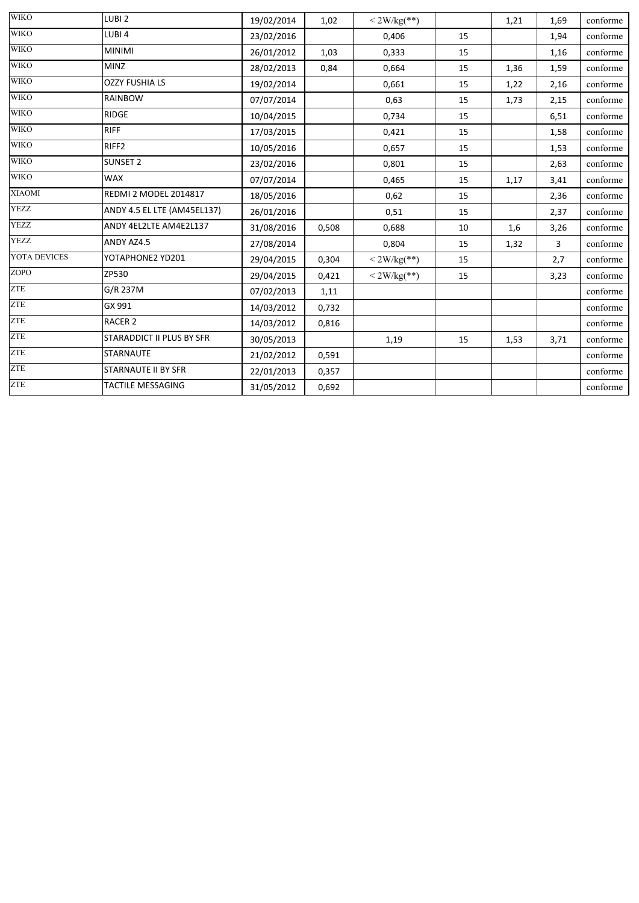| | | | | | | | | |
|---|---|---|---|---|---|---|---|---|
| WIKO | LUBI 2 | 19/02/2014 | 1,02 | < 2W/kg(**) | | 1,21 | 1,69 | conforme |
| WIKO | LUBI 4 | 23/02/2016 | | 0,406 | 15 | | 1,94 | conforme |
| WIKO | MINIMI | 26/01/2012 | 1,03 | 0,333 | 15 | | 1,16 | conforme |
| WIKO | MINZ | 28/02/2013 | 0,84 | 0,664 | 15 | 1,36 | 1,59 | conforme |
| WIKO | OZZY FUSHIA LS | 19/02/2014 | | 0,661 | 15 | 1,22 | 2,16 | conforme |
| WIKO | RAINBOW | 07/07/2014 | | 0,63 | 15 | 1,73 | 2,15 | conforme |
| WIKO | RIDGE | 10/04/2015 | | 0,734 | 15 | | 6,51 | conforme |
| WIKO | RIFF | 17/03/2015 | | 0,421 | 15 | | 1,58 | conforme |
| WIKO | RIFF2 | 10/05/2016 | | 0,657 | 15 | | 1,53 | conforme |
| WIKO | SUNSET 2 | 23/02/2016 | | 0,801 | 15 | | 2,63 | conforme |
| WIKO | WAX | 07/07/2014 | | 0,465 | 15 | 1,17 | 3,41 | conforme |
| XIAOMI | REDMI 2 MODEL 2014817 | 18/05/2016 | | 0,62 | 15 | | 2,36 | conforme |
| YEZZ | ANDY 4.5 EL LTE (AM45EL137) | 26/01/2016 | | 0,51 | 15 | | 2,37 | conforme |
| YEZZ | ANDY 4EL2LTE AM4E2L137 | 31/08/2016 | 0,508 | 0,688 | 10 | 1,6 | 3,26 | conforme |
| YEZZ | ANDY AZ4.5 | 27/08/2014 | | 0,804 | 15 | 1,32 | 3 | conforme |
| YOTA DEVICES | YOTAPHONE2 YD201 | 29/04/2015 | 0,304 | < 2W/kg(**) | 15 | | 2,7 | conforme |
| ZOPO | ZP530 | 29/04/2015 | 0,421 | < 2W/kg(**) | 15 | | 3,23 | conforme |
| ZTE | G/R 237M | 07/02/2013 | 1,11 | | | | | conforme |
| ZTE | GX 991 | 14/03/2012 | 0,732 | | | | | conforme |
| ZTE | RACER 2 | 14/03/2012 | 0,816 | | | | | conforme |
| ZTE | STARADDICT II PLUS BY SFR | 30/05/2013 | | 1,19 | 15 | 1,53 | 3,71 | conforme |
| ZTE | STARNAUTE | 21/02/2012 | 0,591 | | | | | conforme |
| ZTE | STARNAUTE II BY SFR | 22/01/2013 | 0,357 | | | | | conforme |
| ZTE | TACTILE MESSAGING | 31/05/2012 | 0,692 | | | | | conforme |